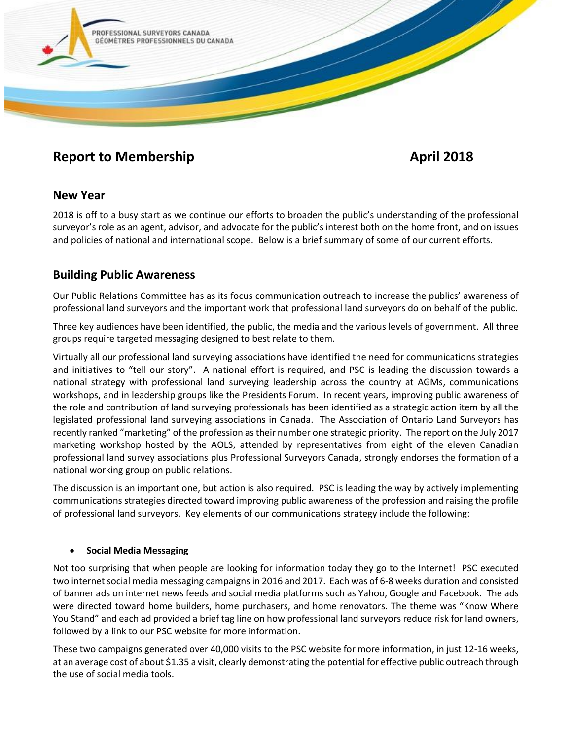PROFESSIONAL SURVEYORS CANADA
GÉOMÈTRES PROFESSIONNELS DU CANADA

# Report to Membership — April 2018

## New Year

2018 is off to a busy start as we continue our efforts to broaden the public's understanding of the professional surveyor's role as an agent, advisor, and advocate for the public's interest both on the home front, and on issues and policies of national and international scope. Below is a brief summary of some of our current efforts.

## Building Public Awareness

Our Public Relations Committee has as its focus communication outreach to increase the publics' awareness of professional land surveyors and the important work that professional land surveyors do on behalf of the public.

Three key audiences have been identified, the public, the media and the various levels of government. All three groups require targeted messaging designed to best relate to them.

Virtually all our professional land surveying associations have identified the need for communications strategies and initiatives to "tell our story". A national effort is required, and PSC is leading the discussion towards a national strategy with professional land surveying leadership across the country at AGMs, communications workshops, and in leadership groups like the Presidents Forum. In recent years, improving public awareness of the role and contribution of land surveying professionals has been identified as a strategic action item by all the legislated professional land surveying associations in Canada. The Association of Ontario Land Surveyors has recently ranked "marketing" of the profession as their number one strategic priority. The report on the July 2017 marketing workshop hosted by the AOLS, attended by representatives from eight of the eleven Canadian professional land survey associations plus Professional Surveyors Canada, strongly endorses the formation of a national working group on public relations.

The discussion is an important one, but action is also required. PSC is leading the way by actively implementing communications strategies directed toward improving public awareness of the profession and raising the profile of professional land surveyors. Key elements of our communications strategy include the following:

- **Social Media Messaging**

Not too surprising that when people are looking for information today they go to the Internet! PSC executed two internet social media messaging campaigns in 2016 and 2017. Each was of 6-8 weeks duration and consisted of banner ads on internet news feeds and social media platforms such as Yahoo, Google and Facebook. The ads were directed toward home builders, home purchasers, and home renovators. The theme was "Know Where You Stand" and each ad provided a brief tag line on how professional land surveyors reduce risk for land owners, followed by a link to our PSC website for more information.

These two campaigns generated over 40,000 visits to the PSC website for more information, in just 12-16 weeks, at an average cost of about $1.35 a visit, clearly demonstrating the potential for effective public outreach through the use of social media tools.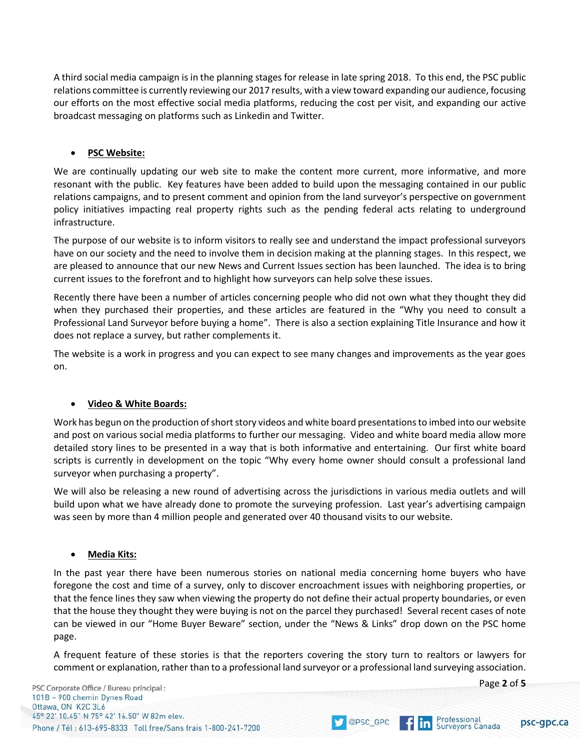A third social media campaign is in the planning stages for release in late spring 2018. To this end, the PSC public relations committee is currently reviewing our 2017 results, with a view toward expanding our audience, focusing our efforts on the most effective social media platforms, reducing the cost per visit, and expanding our active broadcast messaging on platforms such as Linkedin and Twitter.

- **PSC Website:**

We are continually updating our web site to make the content more current, more informative, and more resonant with the public. Key features have been added to build upon the messaging contained in our public relations campaigns, and to present comment and opinion from the land surveyor's perspective on government policy initiatives impacting real property rights such as the pending federal acts relating to underground infrastructure.

The purpose of our website is to inform visitors to really see and understand the impact professional surveyors have on our society and the need to involve them in decision making at the planning stages. In this respect, we are pleased to announce that our new News and Current Issues section has been launched. The idea is to bring current issues to the forefront and to highlight how surveyors can help solve these issues.

Recently there have been a number of articles concerning people who did not own what they thought they did when they purchased their properties, and these articles are featured in the "Why you need to consult a Professional Land Surveyor before buying a home". There is also a section explaining Title Insurance and how it does not replace a survey, but rather complements it.

The website is a work in progress and you can expect to see many changes and improvements as the year goes on.

- **Video & White Boards:**

Work has begun on the production of short story videos and white board presentations to imbed into our website and post on various social media platforms to further our messaging. Video and white board media allow more detailed story lines to be presented in a way that is both informative and entertaining. Our first white board scripts is currently in development on the topic "Why every home owner should consult a professional land surveyor when purchasing a property".

We will also be releasing a new round of advertising across the jurisdictions in various media outlets and will build upon what we have already done to promote the surveying profession. Last year's advertising campaign was seen by more than 4 million people and generated over 40 thousand visits to our website.

- **Media Kits:**

In the past year there have been numerous stories on national media concerning home buyers who have foregone the cost and time of a survey, only to discover encroachment issues with neighboring properties, or that the fence lines they saw when viewing the property do not define their actual property boundaries, or even that the house they thought they were buying is not on the parcel they purchased! Several recent cases of note can be viewed in our "Home Buyer Beware" section, under the "News & Links" drop down on the PSC home page.

A frequent feature of these stories is that the reporters covering the story turn to realtors or lawyers for comment or explanation, rather than to a professional land surveyor or a professional land surveying association.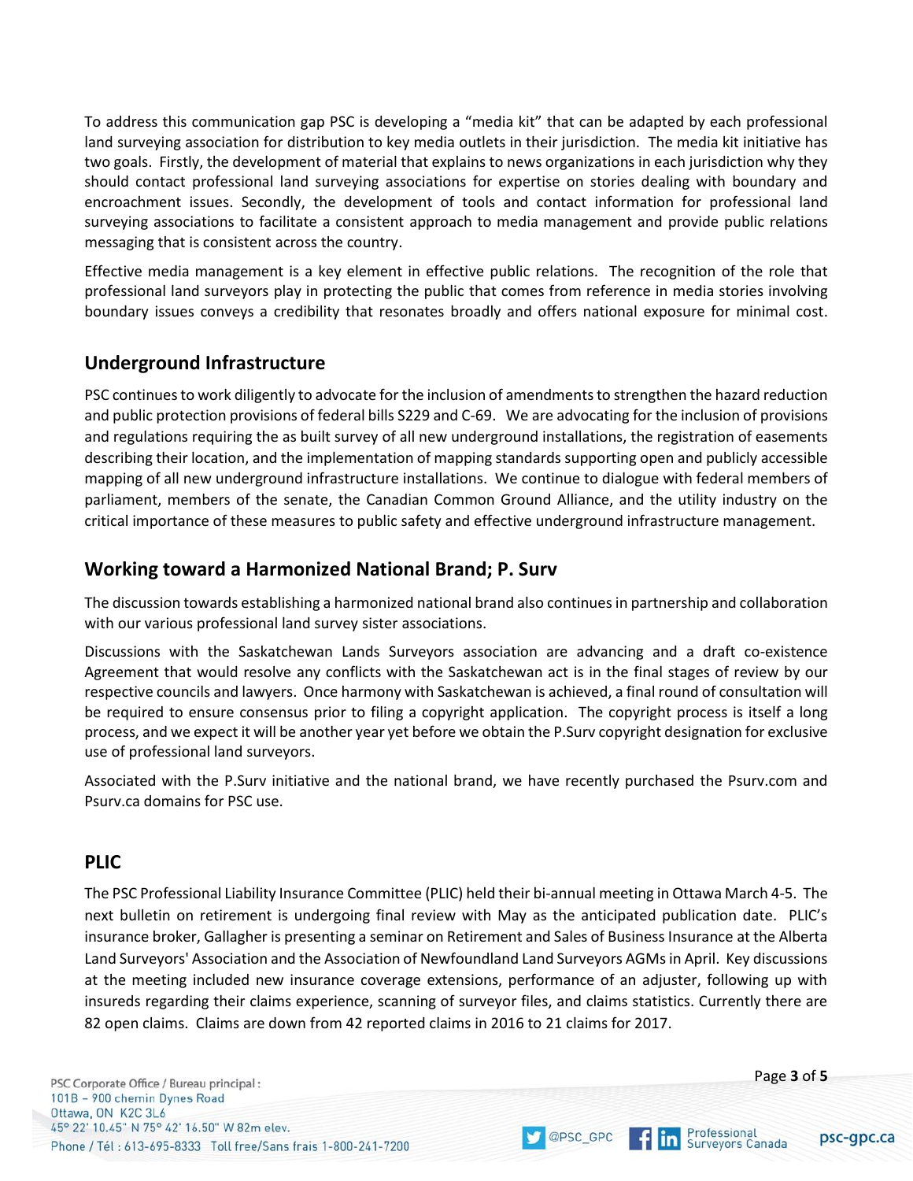To address this communication gap PSC is developing a "media kit" that can be adapted by each professional land surveying association for distribution to key media outlets in their jurisdiction. The media kit initiative has two goals. Firstly, the development of material that explains to news organizations in each jurisdiction why they should contact professional land surveying associations for expertise on stories dealing with boundary and encroachment issues. Secondly, the development of tools and contact information for professional land surveying associations to facilitate a consistent approach to media management and provide public relations messaging that is consistent across the country.

Effective media management is a key element in effective public relations. The recognition of the role that professional land surveyors play in protecting the public that comes from reference in media stories involving boundary issues conveys a credibility that resonates broadly and offers national exposure for minimal cost.

## Underground Infrastructure

PSC continues to work diligently to advocate for the inclusion of amendments to strengthen the hazard reduction and public protection provisions of federal bills S229 and C-69. We are advocating for the inclusion of provisions and regulations requiring the as built survey of all new underground installations, the registration of easements describing their location, and the implementation of mapping standards supporting open and publicly accessible mapping of all new underground infrastructure installations. We continue to dialogue with federal members of parliament, members of the senate, the Canadian Common Ground Alliance, and the utility industry on the critical importance of these measures to public safety and effective underground infrastructure management.

## Working toward a Harmonized National Brand; P. Surv

The discussion towards establishing a harmonized national brand also continues in partnership and collaboration with our various professional land survey sister associations.

Discussions with the Saskatchewan Lands Surveyors association are advancing and a draft co-existence Agreement that would resolve any conflicts with the Saskatchewan act is in the final stages of review by our respective councils and lawyers. Once harmony with Saskatchewan is achieved, a final round of consultation will be required to ensure consensus prior to filing a copyright application. The copyright process is itself a long process, and we expect it will be another year yet before we obtain the P.Surv copyright designation for exclusive use of professional land surveyors.

Associated with the P.Surv initiative and the national brand, we have recently purchased the Psurv.com and Psurv.ca domains for PSC use.

## PLIC

The PSC Professional Liability Insurance Committee (PLIC) held their bi-annual meeting in Ottawa March 4-5. The next bulletin on retirement is undergoing final review with May as the anticipated publication date. PLIC's insurance broker, Gallagher is presenting a seminar on Retirement and Sales of Business Insurance at the Alberta Land Surveyors' Association and the Association of Newfoundland Land Surveyors AGMs in April. Key discussions at the meeting included new insurance coverage extensions, performance of an adjuster, following up with insureds regarding their claims experience, scanning of surveyor files, and claims statistics. Currently there are 82 open claims. Claims are down from 42 reported claims in 2016 to 21 claims for 2017.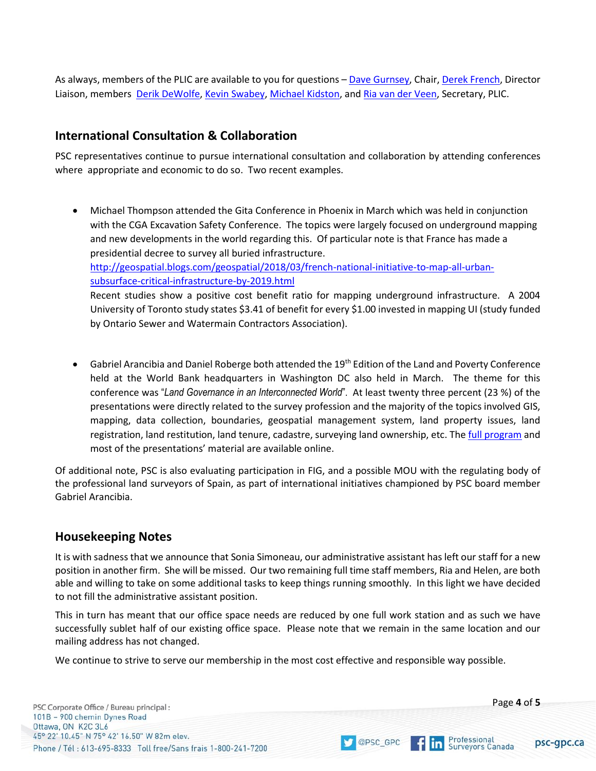As always, members of the PLIC are available to you for questions – [Dave Gurnsey](), Chair, [Derek French](), Director Liaison, members [Derik DeWolfe](), [Kevin Swabey](), [Michael Kidston](), and [Ria van der Veen](), Secretary, PLIC.

## International Consultation & Collaboration

PSC representatives continue to pursue international consultation and collaboration by attending conferences where appropriate and economic to do so. Two recent examples.

- Michael Thompson attended the Gita Conference in Phoenix in March which was held in conjunction with the CGA Excavation Safety Conference. The topics were largely focused on underground mapping and new developments in the world regarding this. Of particular note is that France has made a presidential decree to survey all buried infrastructure.
  http://geospatial.blogs.com/geospatial/2018/03/french-national-initiative-to-map-all-urban-subsurface-critical-infrastructure-by-2019.html
  Recent studies show a positive cost benefit ratio for mapping underground infrastructure. A 2004 University of Toronto study states $3.41 of benefit for every $1.00 invested in mapping UI (study funded by Ontario Sewer and Watermain Contractors Association).

- Gabriel Arancibia and Daniel Roberge both attended the 19th Edition of the Land and Poverty Conference held at the World Bank headquarters in Washington DC also held in March. The theme for this conference was "*Land Governance in an Interconnected World*". At least twenty three percent (23 %) of the presentations were directly related to the survey profession and the majority of the topics involved GIS, mapping, data collection, boundaries, geospatial management system, land property issues, land registration, land restitution, land tenure, cadastre, surveying land ownership, etc. The [full program]() and most of the presentations' material are available online.

Of additional note, PSC is also evaluating participation in FIG, and a possible MOU with the regulating body of the professional land surveyors of Spain, as part of international initiatives championed by PSC board member Gabriel Arancibia.

## Housekeeping Notes

It is with sadness that we announce that Sonia Simoneau, our administrative assistant has left our staff for a new position in another firm. She will be missed. Our two remaining full time staff members, Ria and Helen, are both able and willing to take on some additional tasks to keep things running smoothly. In this light we have decided to not fill the administrative assistant position.

This in turn has meant that our office space needs are reduced by one full work station and as such we have successfully sublet half of our existing office space. Please note that we remain in the same location and our mailing address has not changed.

We continue to strive to serve our membership in the most cost effective and responsible way possible.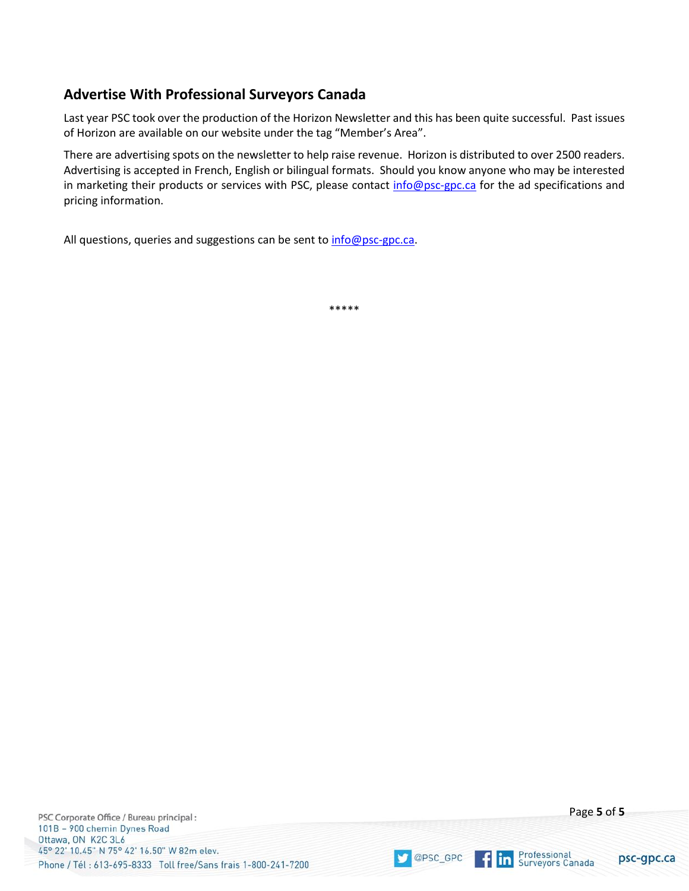## Advertise With Professional Surveyors Canada

Last year PSC took over the production of the Horizon Newsletter and this has been quite successful. Past issues of Horizon are available on our website under the tag "Member's Area".

There are advertising spots on the newsletter to help raise revenue. Horizon is distributed to over 2500 readers. Advertising is accepted in French, English or bilingual formats. Should you know anyone who may be interested in marketing their products or services with PSC, please contact info@psc-gpc.ca for the ad specifications and pricing information.

All questions, queries and suggestions can be sent to info@psc-gpc.ca.

*****